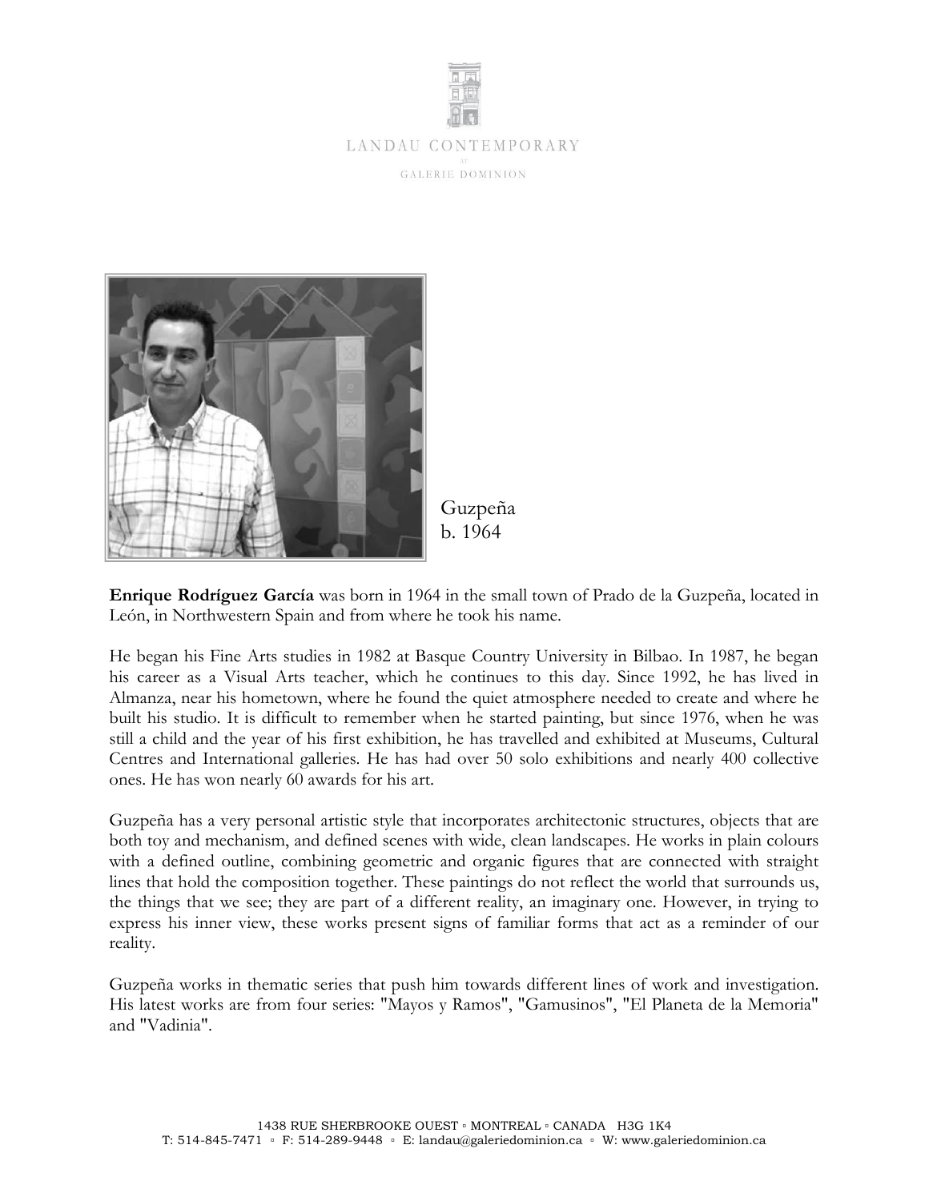LANDAU CONTEMPORARY

AT

GALERIE DOMINION

Guzpeña
b. 1964

**Enrique Rodríguez García** was born in 1964 in the small town of Prado de la Guzpeña, located in León, in Northwestern Spain and from where he took his name.

He began his Fine Arts studies in 1982 at Basque Country University in Bilbao. In 1987, he began his career as a Visual Arts teacher, which he continues to this day. Since 1992, he has lived in Almanza, near his hometown, where he found the quiet atmosphere needed to create and where he built his studio. It is difficult to remember when he started painting, but since 1976, when he was still a child and the year of his first exhibition, he has travelled and exhibited at Museums, Cultural Centres and International galleries. He has had over 50 solo exhibitions and nearly 400 collective ones. He has won nearly 60 awards for his art.

Guzpeña has a very personal artistic style that incorporates architectonic structures, objects that are both toy and mechanism, and defined scenes with wide, clean landscapes. He works in plain colours with a defined outline, combining geometric and organic figures that are connected with straight lines that hold the composition together. These paintings do not reflect the world that surrounds us, the things that we see; they are part of a different reality, an imaginary one. However, in trying to express his inner view, these works present signs of familiar forms that act as a reminder of our reality.

Guzpeña works in thematic series that push him towards different lines of work and investigation. His latest works are from four series: "Mayos y Ramos", "Gamusinos", "El Planeta de la Memoria" and "Vadinia".

1438 RUE SHERBROOKE OUEST ▫ MONTREAL ▫ CANADA H3G 1K4
T: 514-845-7471 ▫ F: 514-289-9448 ▫ E: landau@galeriedominion.ca ▫ W: www.galeriedominion.ca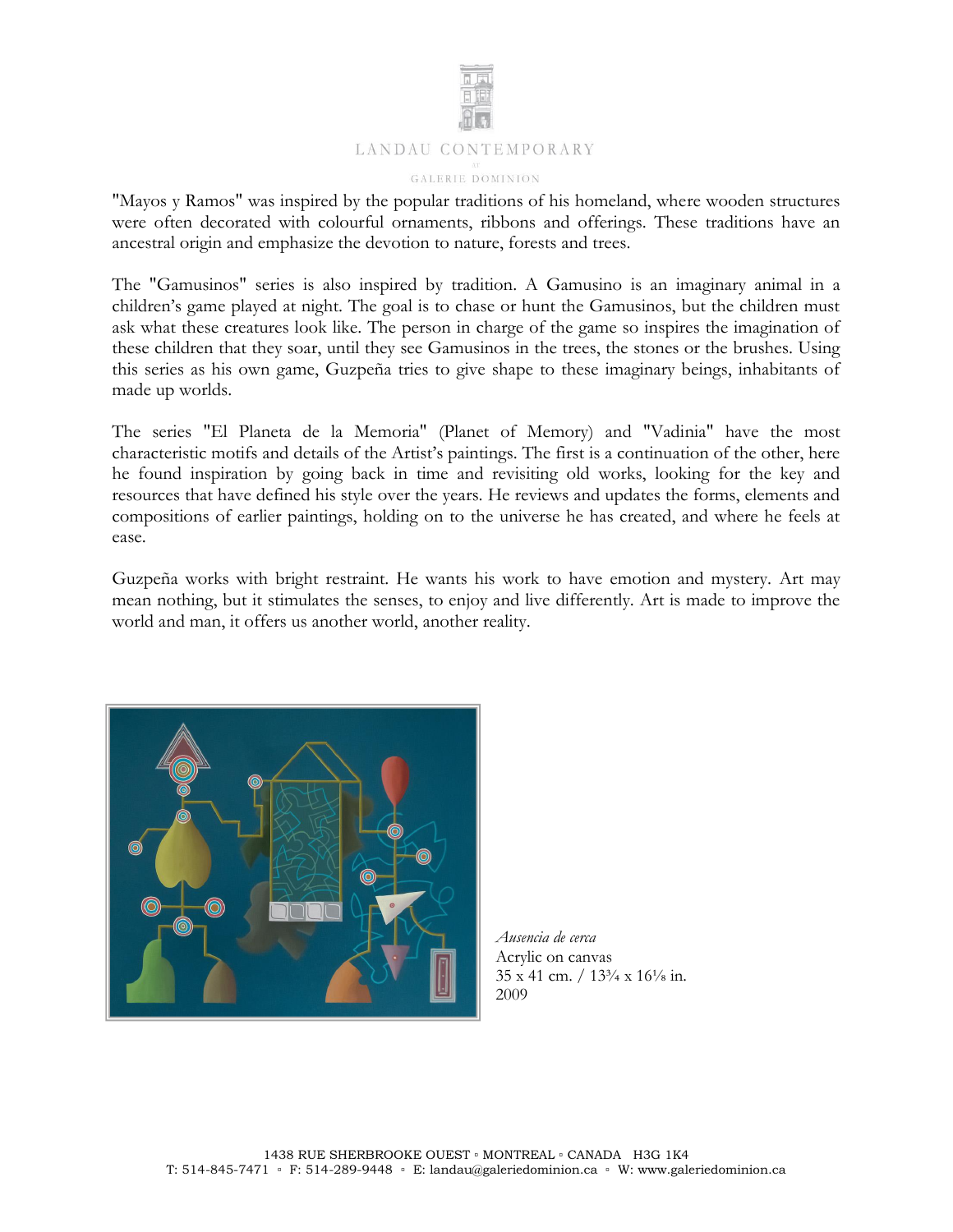"Mayos y Ramos" was inspired by the popular traditions of his homeland, where wooden structures were often decorated with colourful ornaments, ribbons and offerings. These traditions have an ancestral origin and emphasize the devotion to nature, forests and trees.

The "Gamusinos" series is also inspired by tradition. A Gamusino is an imaginary animal in a children's game played at night. The goal is to chase or hunt the Gamusinos, but the children must ask what these creatures look like. The person in charge of the game so inspires the imagination of these children that they soar, until they see Gamusinos in the trees, the stones or the brushes. Using this series as his own game, Guzpeña tries to give shape to these imaginary beings, inhabitants of made up worlds.

The series "El Planeta de la Memoria" (Planet of Memory) and "Vadinia" have the most characteristic motifs and details of the Artist's paintings. The first is a continuation of the other, here he found inspiration by going back in time and revisiting old works, looking for the key and resources that have defined his style over the years. He reviews and updates the forms, elements and compositions of earlier paintings, holding on to the universe he has created, and where he feels at ease.

Guzpeña works with bright restraint. He wants his work to have emotion and mystery. Art may mean nothing, but it stimulates the senses, to enjoy and live differently. Art is made to improve the world and man, it offers us another world, another reality.

*Ausencia de cerca*
Acrylic on canvas
35 x 41 cm. / 13¾ x 16⅛ in.
2009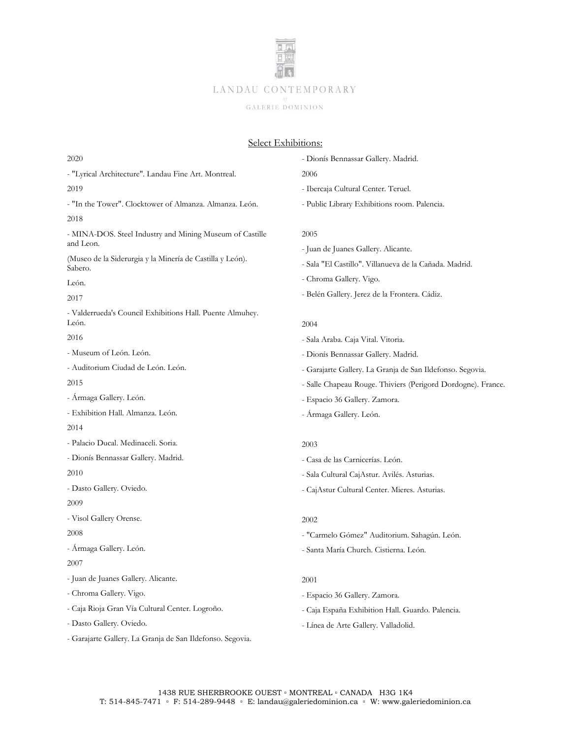## Select Exhibitions:

2020

- "Lyrical Architecture". Landau Fine Art. Montreal.

2019

- "In the Tower". Clocktower of Almanza. Almanza. León.

2018

- MINA-DOS. Steel Industry and Mining Museum of Castille and Leon.

(Museo de la Siderurgia y la Minería de Castilla y León). Sabero.

León.

2017

- Valderrueda's Council Exhibitions Hall. Puente Almuhey. León.

2016

- Museum of León. León.
- Auditorium Ciudad de León. León.

2015

- Ármaga Gallery. León.
- Exhibition Hall. Almanza. León.

2014

- Palacio Ducal. Medinaceli. Soria.
- Dionís Bennassar Gallery. Madrid.

2010

- Dasto Gallery. Oviedo.

2009

- Visol Gallery Orense.

2008

- Ármaga Gallery. León.

2007

- Juan de Juanes Gallery. Alicante.
- Chroma Gallery. Vigo.
- Caja Rioja Gran Vía Cultural Center. Logroño.
- Dasto Gallery. Oviedo.
- Garajarte Gallery. La Granja de San Ildefonso. Segovia.
- Dionís Bennassar Gallery. Madrid.

2006

- Ibercaja Cultural Center. Teruel.
- Public Library Exhibitions room. Palencia.

2005

- Juan de Juanes Gallery. Alicante.
- Sala "El Castillo". Villanueva de la Cañada. Madrid.
- Chroma Gallery. Vigo.
- Belén Gallery. Jerez de la Frontera. Cádiz.

2004

- Sala Araba. Caja Vital. Vitoria.
- Dionís Bennassar Gallery. Madrid.
- Garajarte Gallery. La Granja de San Ildefonso. Segovia.
- Salle Chapeau Rouge. Thiviers (Perigord Dordogne). France.
- Espacio 36 Gallery. Zamora.
- Ármaga Gallery. León.

2003

- Casa de las Carnicerías. León.
- Sala Cultural CajAstur. Avilés. Asturias.
- CajAstur Cultural Center. Mieres. Asturias.

2002

- "Carmelo Gómez" Auditorium. Sahagún. León.
- Santa María Church. Cistierna. León.

2001

- Espacio 36 Gallery. Zamora.
- Caja España Exhibition Hall. Guardo. Palencia.
- Línea de Arte Gallery. Valladolid.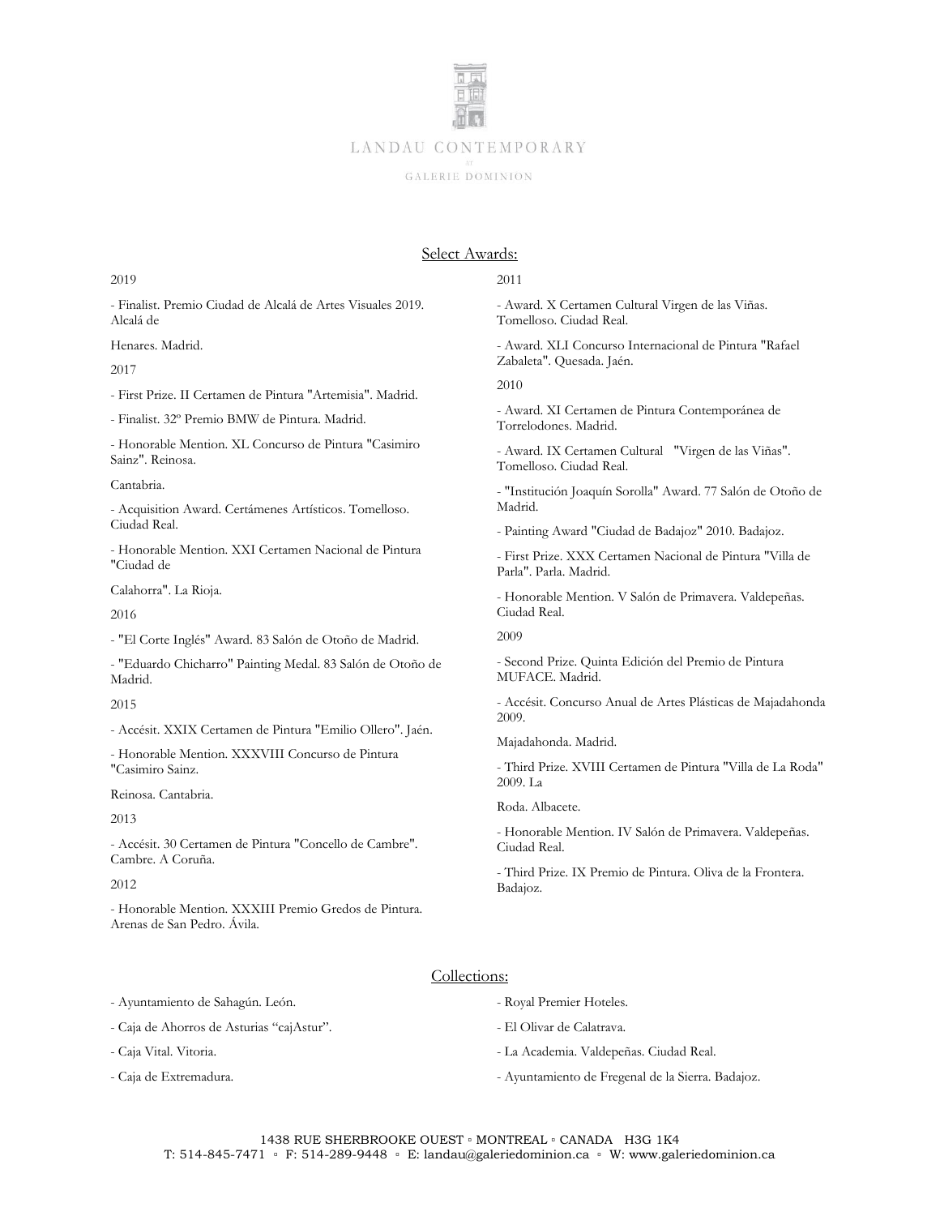## Select Awards:

2019

- Finalist. Premio Ciudad de Alcalá de Artes Visuales 2019. Alcalá de Henares. Madrid.

2017

- First Prize. II Certamen de Pintura "Artemisia". Madrid.
- Finalist. 32º Premio BMW de Pintura. Madrid.
- Honorable Mention. XL Concurso de Pintura "Casimiro Sainz". Reinosa. Cantabria.
- Acquisition Award. Certámenes Artísticos. Tomelloso. Ciudad Real.
- Honorable Mention. XXI Certamen Nacional de Pintura "Ciudad de Calahorra". La Rioja.

2016

- "El Corte Inglés" Award. 83 Salón de Otoño de Madrid.
- "Eduardo Chicharro" Painting Medal. 83 Salón de Otoño de Madrid.

2015

- Accésit. XXIX Certamen de Pintura "Emilio Ollero". Jaén.
- Honorable Mention. XXXVIII Concurso de Pintura "Casimiro Sainz. Reinosa. Cantabria.

2013

- Accésit. 30 Certamen de Pintura "Concello de Cambre". Cambre. A Coruña.

2012

- Honorable Mention. XXXIII Premio Gredos de Pintura. Arenas de San Pedro. Ávila.

2011

- Award. X Certamen Cultural Virgen de las Viñas. Tomelloso. Ciudad Real.
- Award. XLI Concurso Internacional de Pintura "Rafael Zabaleta". Quesada. Jaén.

2010

- Award. XI Certamen de Pintura Contemporánea de Torrelodones. Madrid.
- Award. IX Certamen Cultural "Virgen de las Viñas". Tomelloso. Ciudad Real.
- "Institución Joaquín Sorolla" Award. 77 Salón de Otoño de Madrid.
- Painting Award "Ciudad de Badajoz" 2010. Badajoz.
- First Prize. XXX Certamen Nacional de Pintura "Villa de Parla". Parla. Madrid.
- Honorable Mention. V Salón de Primavera. Valdepeñas. Ciudad Real.

2009

- Second Prize. Quinta Edición del Premio de Pintura MUFACE. Madrid.
- Accésit. Concurso Anual de Artes Plásticas de Majadahonda 2009. Majadahonda. Madrid.
- Third Prize. XVIII Certamen de Pintura "Villa de La Roda" 2009. La Roda. Albacete.
- Honorable Mention. IV Salón de Primavera. Valdepeñas. Ciudad Real.
- Third Prize. IX Premio de Pintura. Oliva de la Frontera. Badajoz.

## Collections:

- Ayuntamiento de Sahagún. León.
- Caja de Ahorros de Asturias "cajAstur".
- Caja Vital. Vitoria.
- Caja de Extremadura.
- Royal Premier Hoteles.
- El Olivar de Calatrava.
- La Academia. Valdepeñas. Ciudad Real.
- Ayuntamiento de Fregenal de la Sierra. Badajoz.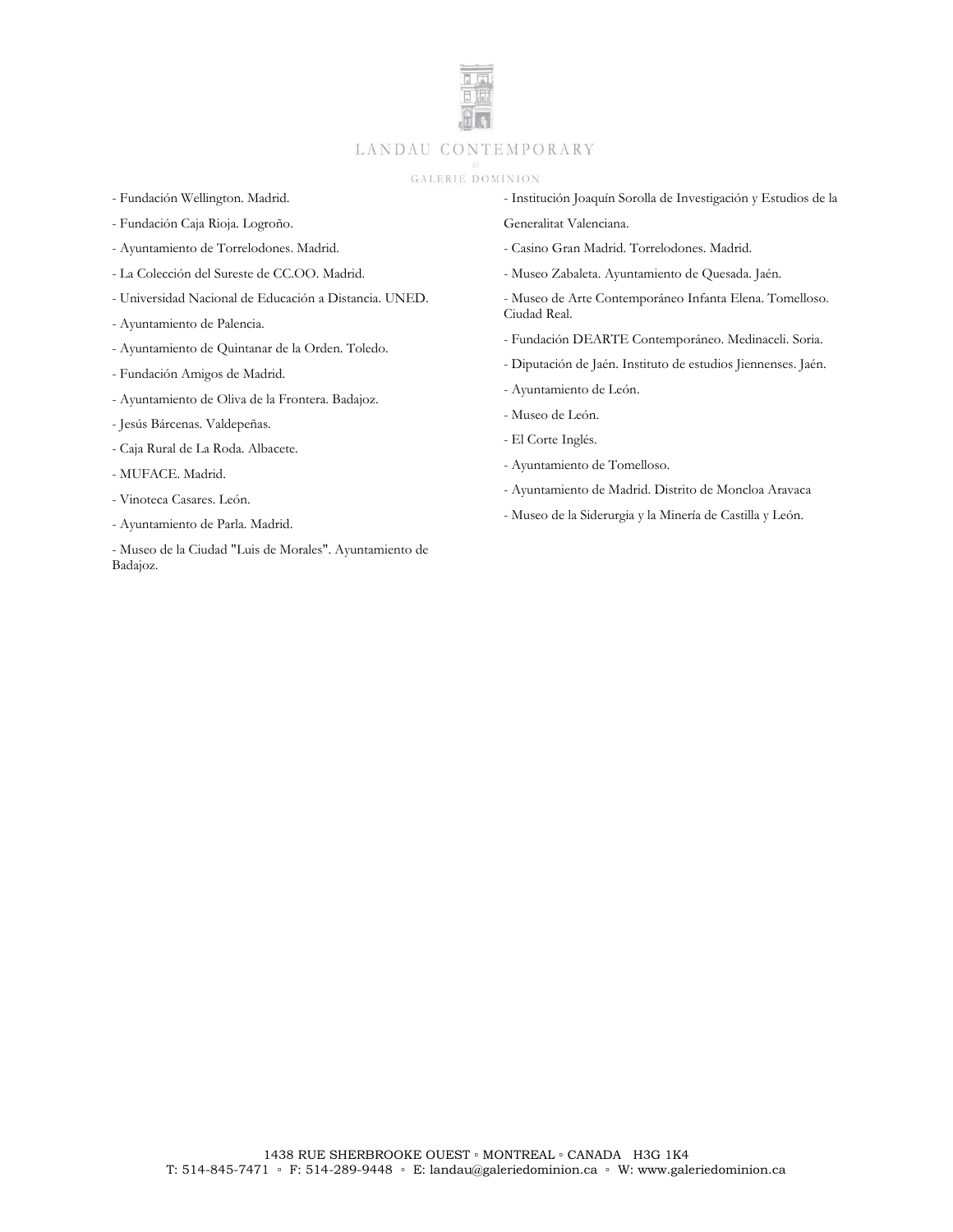- Fundación Wellington. Madrid.
- Fundación Caja Rioja. Logroño.
- Ayuntamiento de Torrelodones. Madrid.
- La Colección del Sureste de CC.OO. Madrid.
- Universidad Nacional de Educación a Distancia. UNED.
- Ayuntamiento de Palencia.
- Ayuntamiento de Quintanar de la Orden. Toledo.
- Fundación Amigos de Madrid.
- Ayuntamiento de Oliva de la Frontera. Badajoz.
- Jesús Bárcenas. Valdepeñas.
- Caja Rural de La Roda. Albacete.
- MUFACE. Madrid.
- Vinoteca Casares. León.
- Ayuntamiento de Parla. Madrid.
- Museo de la Ciudad "Luis de Morales". Ayuntamiento de Badajoz.
- Institución Joaquín Sorolla de Investigación y Estudios de la Generalitat Valenciana.
- Casino Gran Madrid. Torrelodones. Madrid.
- Museo Zabaleta. Ayuntamiento de Quesada. Jaén.
- Museo de Arte Contemporáneo Infanta Elena. Tomelloso. Ciudad Real.
- Fundación DEARTE Contemporáneo. Medinaceli. Soria.
- Diputación de Jaén. Instituto de estudios Jiennenses. Jaén.
- Ayuntamiento de León.
- Museo de León.
- El Corte Inglés.
- Ayuntamiento de Tomelloso.
- Ayuntamiento de Madrid. Distrito de Moncloa Aravaca
- Museo de la Siderurgia y la Minería de Castilla y León.